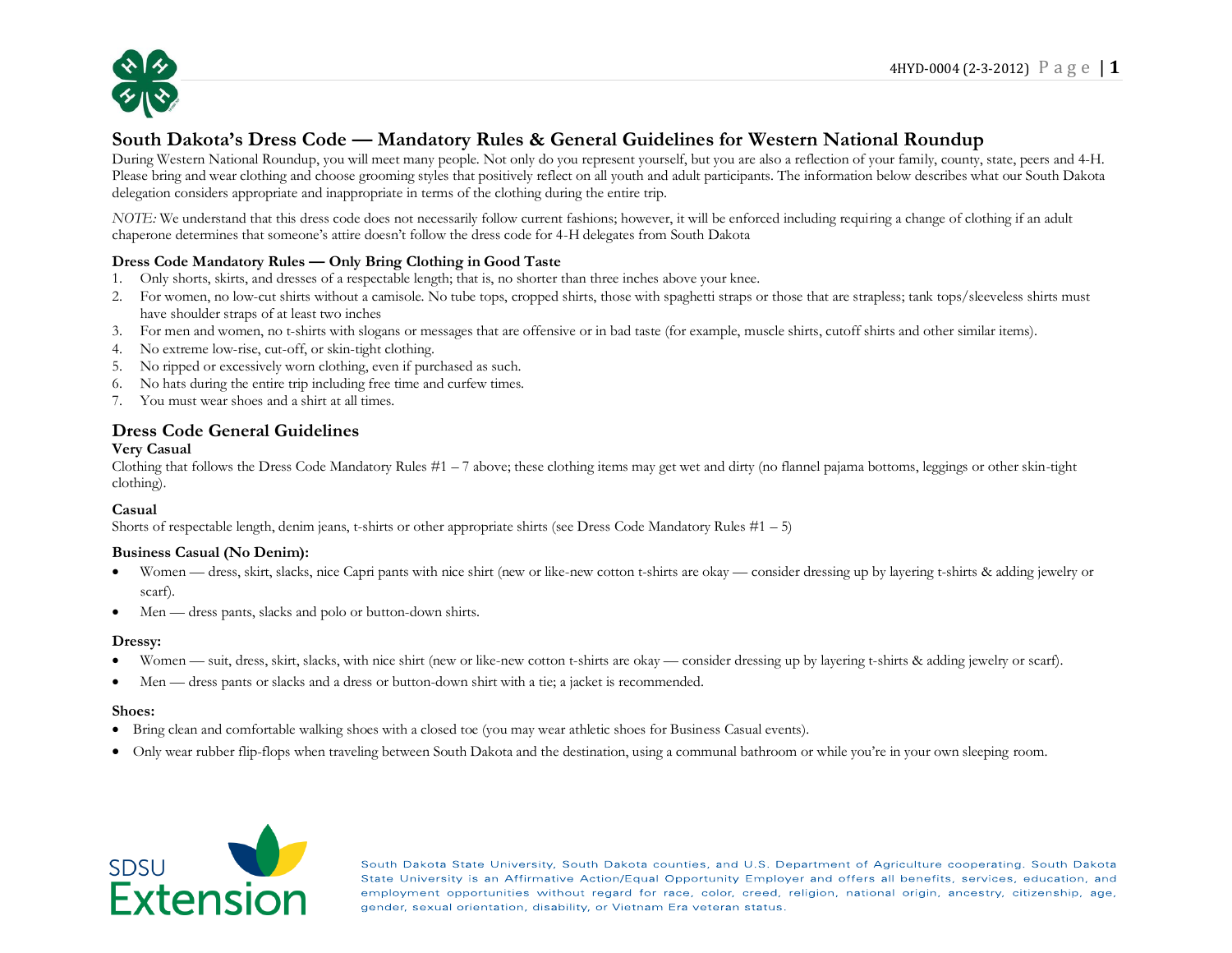# South Dakota's Dress Code — Mandatory Rules & General Guidelines for Western National Roundup

During Western National Roundup, you will meet many people. Not only do you represent yourself, but you are also a reflection of your family, county, state, peers and 4-H. Please bring and wear clothing and choose grooming styles that positively reflect on all youth and adult participants. The information below describes what our South Dakota delegation considers appropriate and inappropriate in terms of the clothing during the entire trip.

*NOTE:* We understand that this dress code does not necessarily follow current fashions; however, it will be enforced including requiring a change of clothing if an adult chaperone determines that someone's attire doesn't follow the dress code for 4-H delegates from South Dakota

### Dress Code Mandatory Rules — Only Bring Clothing in Good Taste

1. Only shorts, skirts, and dresses of a respectable length; that is, no shorter than three inches above your knee.
2. For women, no low-cut shirts without a camisole. No tube tops, cropped shirts, those with spaghetti straps or those that are strapless; tank tops/sleeveless shirts must have shoulder straps of at least two inches
3. For men and women, no t-shirts with slogans or messages that are offensive or in bad taste (for example, muscle shirts, cutoff shirts and other similar items).
4. No extreme low-rise, cut-off, or skin-tight clothing.
5. No ripped or excessively worn clothing, even if purchased as such.
6. No hats during the entire trip including free time and curfew times.
7. You must wear shoes and a shirt at all times.

## Dress Code General Guidelines

### Very Casual

Clothing that follows the Dress Code Mandatory Rules #1 – 7 above; these clothing items may get wet and dirty (no flannel pajama bottoms, leggings or other skin-tight clothing).

### Casual

Shorts of respectable length, denim jeans, t-shirts or other appropriate shirts (see Dress Code Mandatory Rules #1 – 5)

### Business Casual (No Denim):

- Women — dress, skirt, slacks, nice Capri pants with nice shirt (new or like-new cotton t-shirts are okay — consider dressing up by layering t-shirts & adding jewelry or scarf).
- Men — dress pants, slacks and polo or button-down shirts.

### Dressy:

- Women — suit, dress, skirt, slacks, with nice shirt (new or like-new cotton t-shirts are okay — consider dressing up by layering t-shirts & adding jewelry or scarf).
- Men — dress pants or slacks and a dress or button-down shirt with a tie; a jacket is recommended.

### Shoes:

- Bring clean and comfortable walking shoes with a closed toe (you may wear athletic shoes for Business Casual events).
- Only wear rubber flip-flops when traveling between South Dakota and the destination, using a communal bathroom or while you're in your own sleeping room.

South Dakota State University, South Dakota counties, and U.S. Department of Agriculture cooperating. South Dakota State University is an Affirmative Action/Equal Opportunity Employer and offers all benefits, services, education, and employment opportunities without regard for race, color, creed, religion, national origin, ancestry, citizenship, age, gender, sexual orientation, disability, or Vietnam Era veteran status.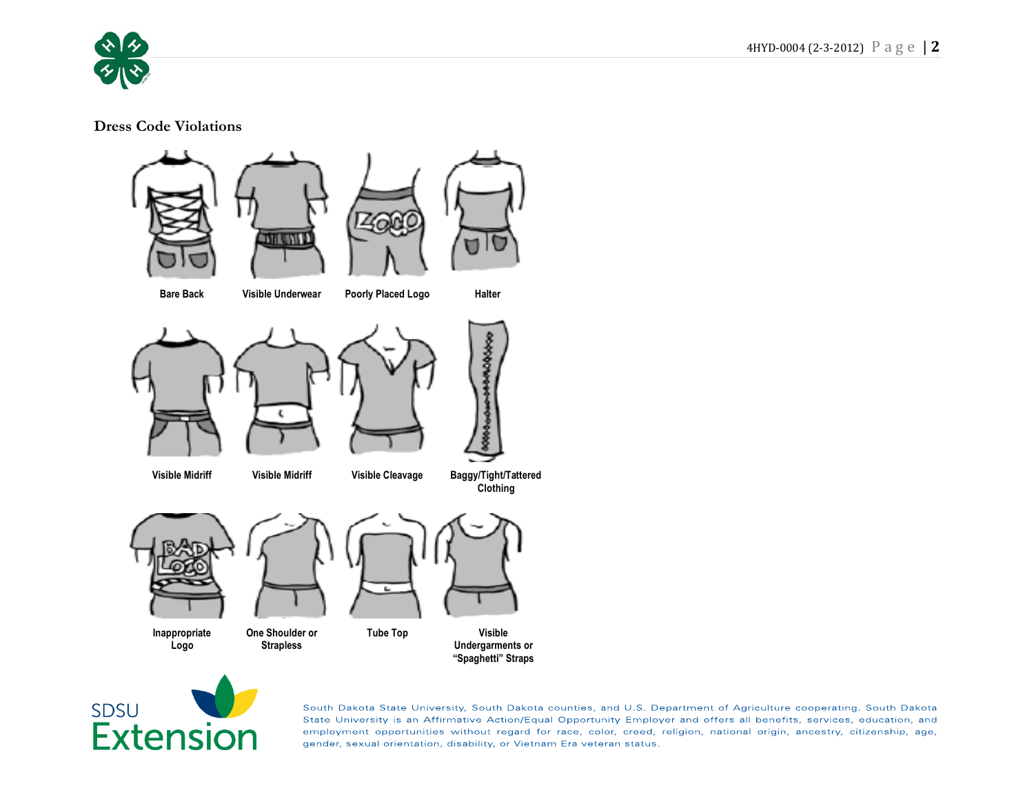## Dress Code Violations

Bare Back

Visible Underwear

Poorly Placed Logo

Halter

Visible Midriff

Visible Midriff

Visible Cleavage

Baggy/Tight/Tattered Clothing

Inappropriate Logo

One Shoulder or Strapless

Tube Top

Visible Undergarments or "Spaghetti" Straps

SDSU Extension

South Dakota State University, South Dakota counties, and U.S. Department of Agriculture cooperating. South Dakota State University is an Affirmative Action/Equal Opportunity Employer and offers all benefits, services, education, and employment opportunities without regard for race, color, creed, religion, national origin, ancestry, citizenship, age, gender, sexual orientation, disability, or Vietnam Era veteran status.